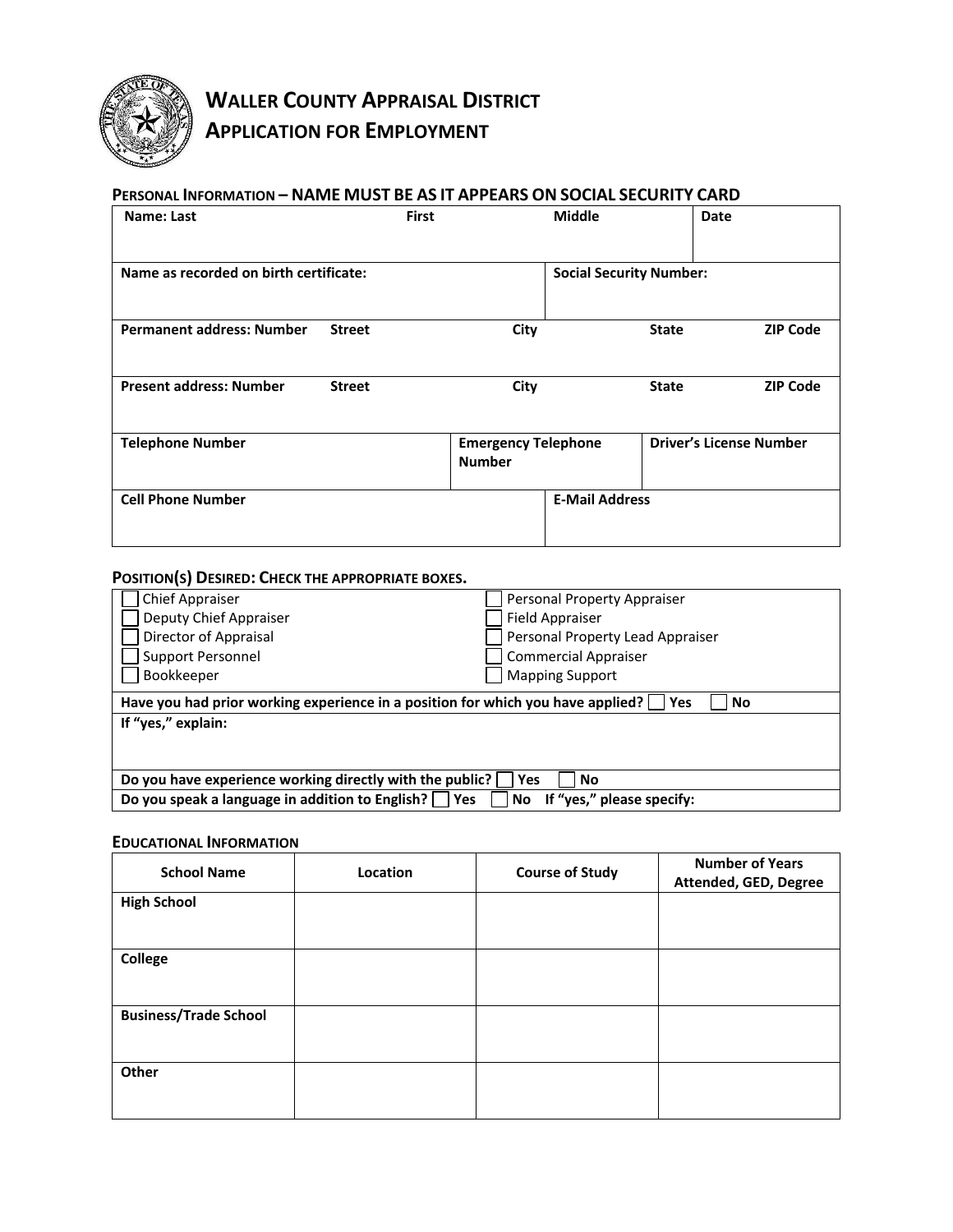# WALLER COUNTY APPRAISAL DISTRICT
# APPLICATION FOR EMPLOYMENT

## PERSONAL INFORMATION – NAME MUST BE AS IT APPEARS ON SOCIAL SECURITY CARD

| Name: Last | First | Middle | Date |
|---|---|---|---|
| | | | |

| Name as recorded on birth certificate: | Social Security Number: |
|---|---|
| | |

| Permanent address: Number | Street | City | State | ZIP Code |
|---|---|---|---|---|
| | | | | |

| Present address: Number | Street | City | State | ZIP Code |
|---|---|---|---|---|
| | | | | |

| Telephone Number | Emergency Telephone Number | Driver's License Number |
|---|---|---|
| | | |

| Cell Phone Number | E-Mail Address |
|---|---|
| | |

## POSITION(S) DESIRED: CHECK THE APPROPRIATE BOXES.

| | |
|---|---|
| ☐ Chief Appraiser | ☐ Personal Property Appraiser |
| ☐ Deputy Chief Appraiser | ☐ Field Appraiser |
| ☐ Director of Appraisal | ☐ Personal Property Lead Appraiser |
| ☐ Support Personnel | ☐ Commercial Appraiser |
| ☐ Bookkeeper | ☐ Mapping Support |

**Have you had prior working experience in a position for which you have applied?** ☐ **Yes** ☐ **No**

**If "yes," explain:**

**Do you have experience working directly with the public?** ☐ **Yes** ☐ **No**

**Do you speak a language in addition to English?** ☐ **Yes** ☐ **No** **If "yes," please specify:**

## EDUCATIONAL INFORMATION

| School Name | Location | Course of Study | Number of Years Attended, GED, Degree |
|---|---|---|---|
| **High School** | | | |
| **College** | | | |
| **Business/Trade School** | | | |
| **Other** | | | |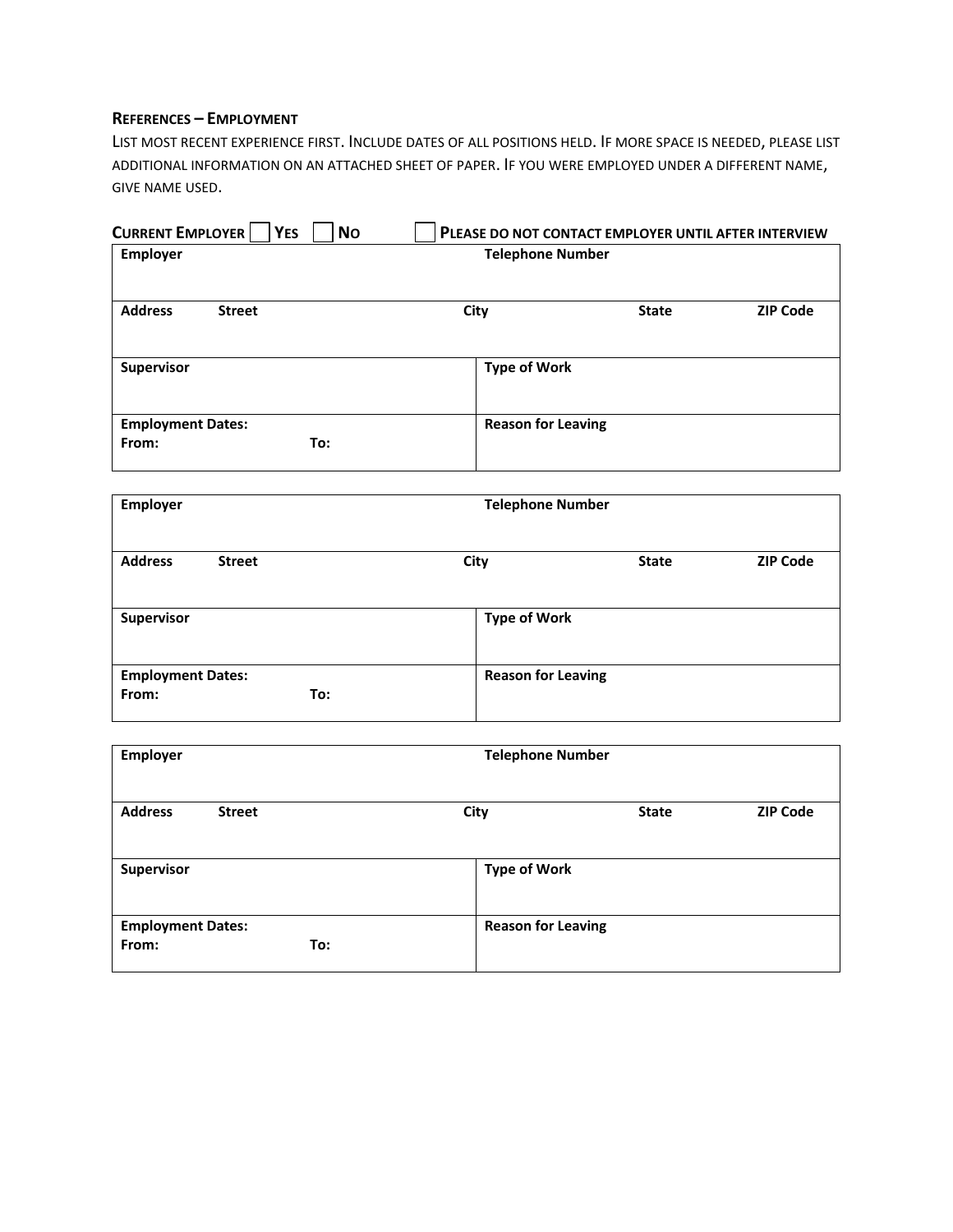### References – Employment

List most recent experience first. Include dates of all positions held. If more space is needed, please list additional information on an attached sheet of paper. If you were employed under a different name, give name used.

**Current Employer** ☐ **Yes** ☐ **No** ☐ **Please do not contact employer until after interview**

| **Employer** | | **Telephone Number** | |
|---|---|---|---|
| **Address** &nbsp; **Street** | **City** | **State** | **ZIP Code** |
| **Supervisor** | | **Type of Work** | |
| **Employment Dates:**<br>**From:** &nbsp; **To:** | | **Reason for Leaving** | |

| **Employer** | | **Telephone Number** | |
|---|---|---|---|
| **Address** &nbsp; **Street** | **City** | **State** | **ZIP Code** |
| **Supervisor** | | **Type of Work** | |
| **Employment Dates:**<br>**From:** &nbsp; **To:** | | **Reason for Leaving** | |

| **Employer** | | **Telephone Number** | |
|---|---|---|---|
| **Address** &nbsp; **Street** | **City** | **State** | **ZIP Code** |
| **Supervisor** | | **Type of Work** | |
| **Employment Dates:**<br>**From:** &nbsp; **To:** | | **Reason for Leaving** | |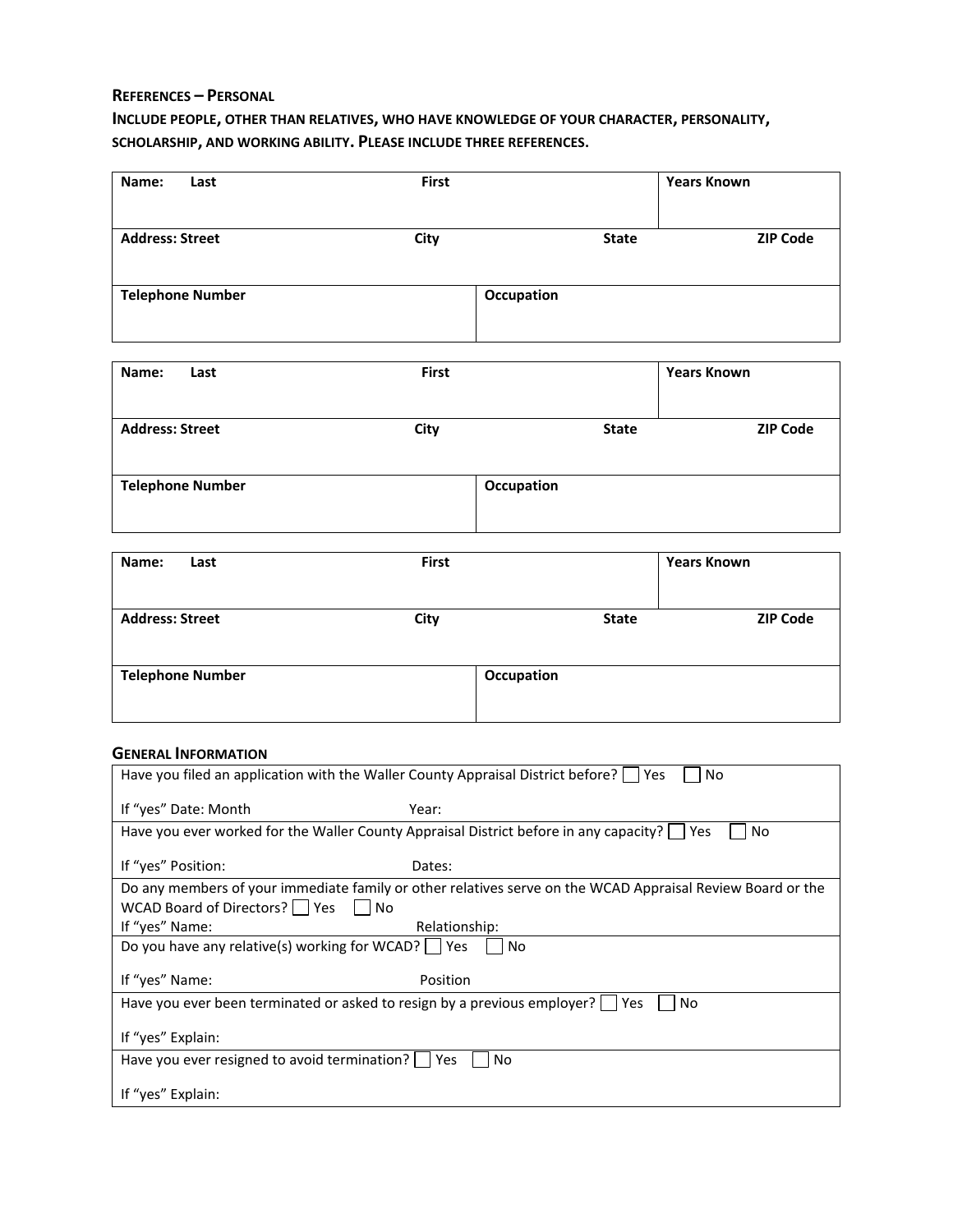## References – Personal

**Include people, other than relatives, who have knowledge of your character, personality, scholarship, and working ability. Please include three references.**

| Name: Last | First | | Years Known |
|---|---|---|---|
| **Address: Street** | **City** | **State** | **ZIP Code** |
| **Telephone Number** | | **Occupation** | |

| Name: Last | First | | Years Known |
|---|---|---|---|
| **Address: Street** | **City** | **State** | **ZIP Code** |
| **Telephone Number** | | **Occupation** | |

| Name: Last | First | | Years Known |
|---|---|---|---|
| **Address: Street** | **City** | **State** | **ZIP Code** |
| **Telephone Number** | | **Occupation** | |

## General Information

| |
|---|
| Have you filed an application with the Waller County Appraisal District before? ☐ Yes ☐ No<br><br>If "yes" Date: Month Year: |
| Have you ever worked for the Waller County Appraisal District before in any capacity? ☐ Yes ☐ No<br><br>If "yes" Position: Dates: |
| Do any members of your immediate family or other relatives serve on the WCAD Appraisal Review Board or the WCAD Board of Directors? ☐ Yes ☐ No<br>If "yes" Name: Relationship: |
| Do you have any relative(s) working for WCAD? ☐ Yes ☐ No<br><br>If "yes" Name: Position |
| Have you ever been terminated or asked to resign by a previous employer? ☐ Yes ☐ No<br><br>If "yes" Explain: |
| Have you ever resigned to avoid termination? ☐ Yes ☐ No<br><br>If "yes" Explain: |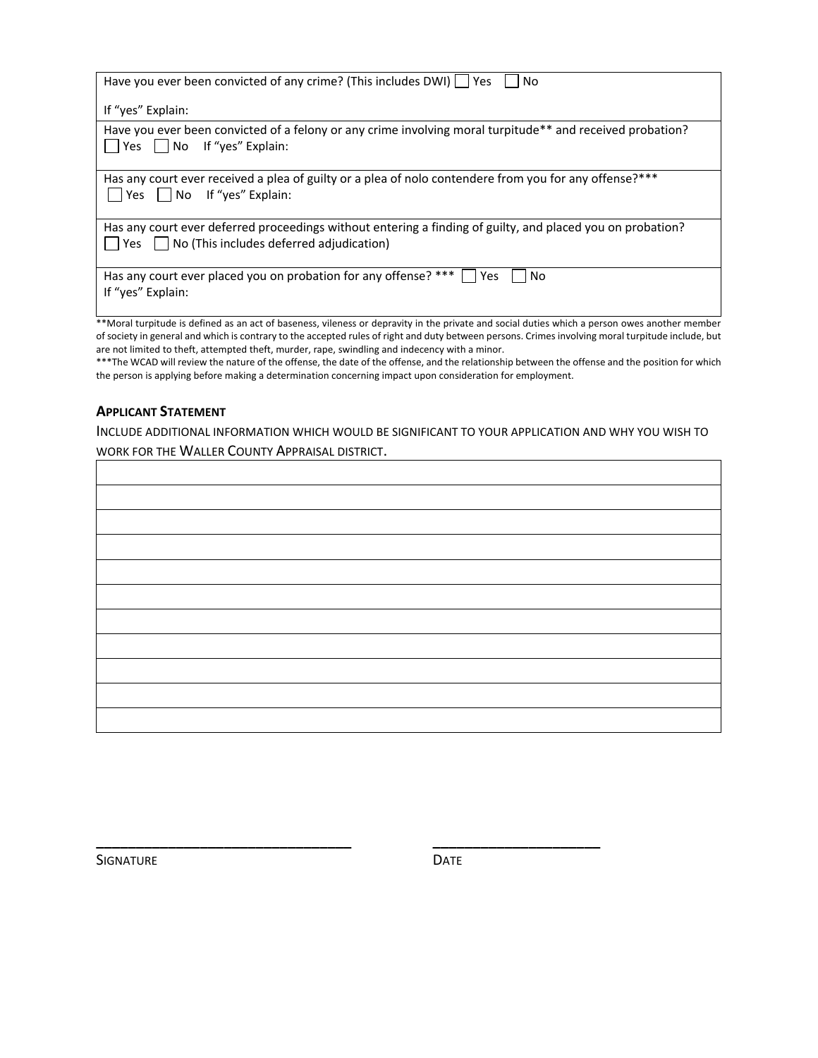| |
|---|
| Have you ever been convicted of any crime? (This includes DWI) ☐ Yes ☐ No<br><br>If "yes" Explain: |
| Have you ever been convicted of a felony or any crime involving moral turpitude** and received probation?<br>☐ Yes ☐ No If "yes" Explain: |
| Has any court ever received a plea of guilty or a plea of nolo contendere from you for any offense?***<br>☐ Yes ☐ No If "yes" Explain: |
| Has any court ever deferred proceedings without entering a finding of guilty, and placed you on probation?<br>☐ Yes ☐ No (This includes deferred adjudication) |
| Has any court ever placed you on probation for any offense? *** ☐ Yes ☐ No<br>If "yes" Explain: |

**Moral turpitude is defined as an act of baseness, vileness or depravity in the private and social duties which a person owes another member of society in general and which is contrary to the accepted rules of right and duty between persons. Crimes involving moral turpitude include, but are not limited to theft, attempted theft, murder, rape, swindling and indecency with a minor.

***The WCAD will review the nature of the offense, the date of the offense, and the relationship between the offense and the position for which the person is applying before making a determination concerning impact upon consideration for employment.

### Applicant Statement

Include additional information which would be significant to your application and why you wish to work for the Waller County Appraisal district.

| |
|---|
| |
| |
| |
| |
| |
| |
| |
| |
| |
| |
| |

________________________________ ____________________

Signature Date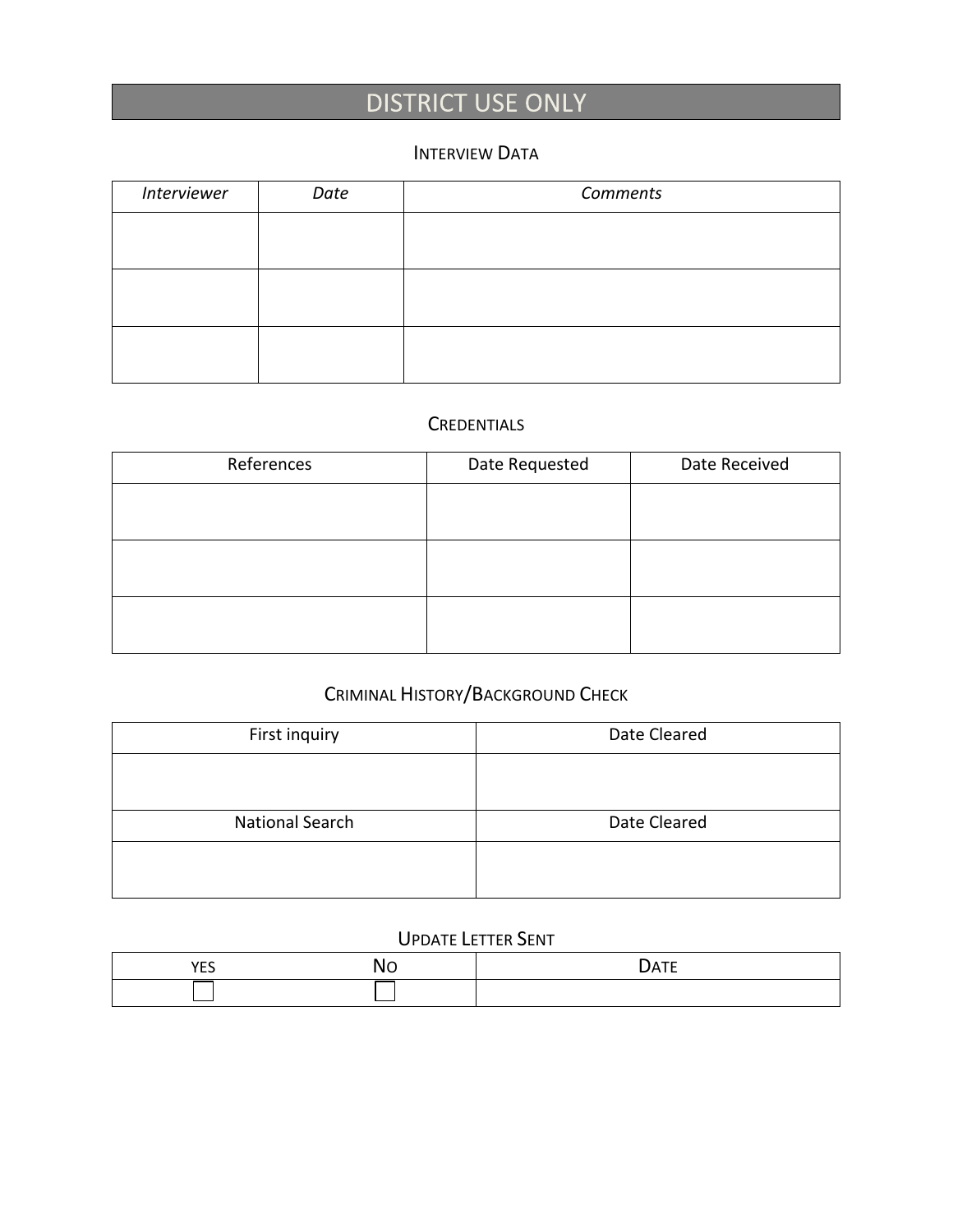# DISTRICT USE ONLY

## INTERVIEW DATA

| *Interviewer* | *Date* | *Comments* |
|---|---|---|
| | | |
| | | |
| | | |

## CREDENTIALS

| References | Date Requested | Date Received |
|---|---|---|
| | | |
| | | |
| | | |

## CRIMINAL HISTORY/BACKGROUND CHECK

| First inquiry | Date Cleared |
|---|---|
| | |
| National Search | Date Cleared |
| | |

## UPDATE LETTER SENT

| YES | NO | DATE |
|---|---|---|
| ☐ | ☐ | |